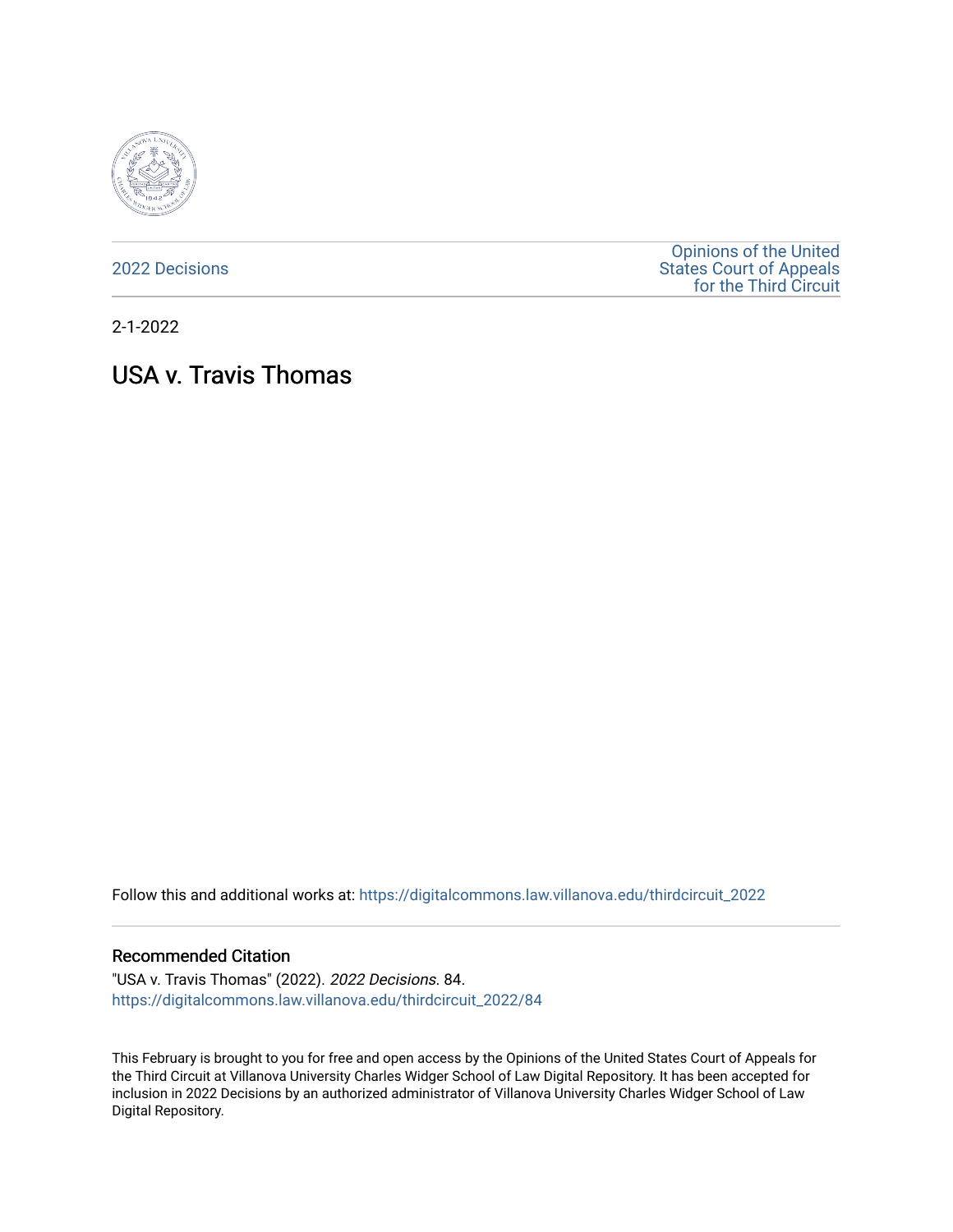2022 Decisions

Opinions of the United States Court of Appeals for the Third Circuit

2-1-2022

# USA v. Travis Thomas

Follow this and additional works at: https://digitalcommons.law.villanova.edu/thirdcircuit_2022

### Recommended Citation

"USA v. Travis Thomas" (2022). *2022 Decisions*. 84.
https://digitalcommons.law.villanova.edu/thirdcircuit_2022/84

This February is brought to you for free and open access by the Opinions of the United States Court of Appeals for the Third Circuit at Villanova University Charles Widger School of Law Digital Repository. It has been accepted for inclusion in 2022 Decisions by an authorized administrator of Villanova University Charles Widger School of Law Digital Repository.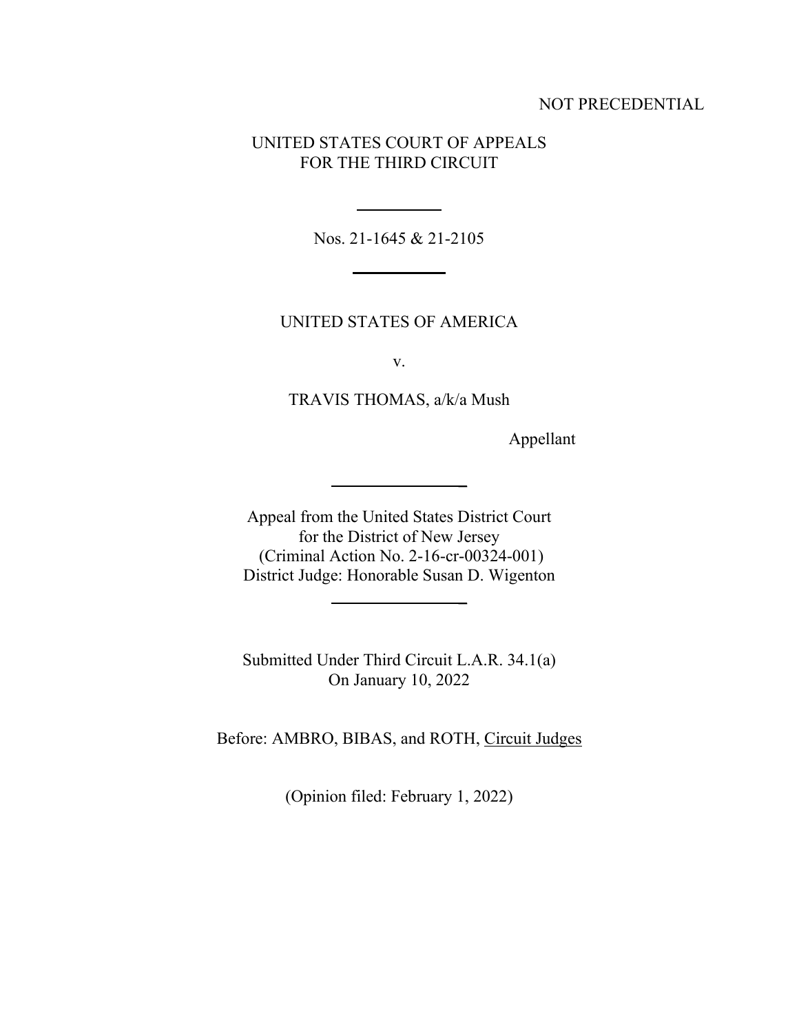NOT PRECEDENTIAL

UNITED STATES COURT OF APPEALS
FOR THE THIRD CIRCUIT

---

Nos. 21-1645 & 21-2105

---

UNITED STATES OF AMERICA

v.

TRAVIS THOMAS, a/k/a Mush

Appellant

---

Appeal from the United States District Court
for the District of New Jersey
(Criminal Action No. 2-16-cr-00324-001)
District Judge: Honorable Susan D. Wigenton

---

Submitted Under Third Circuit L.A.R. 34.1(a)
On January 10, 2022

Before: AMBRO, BIBAS, and ROTH, Circuit Judges

(Opinion filed: February 1, 2022)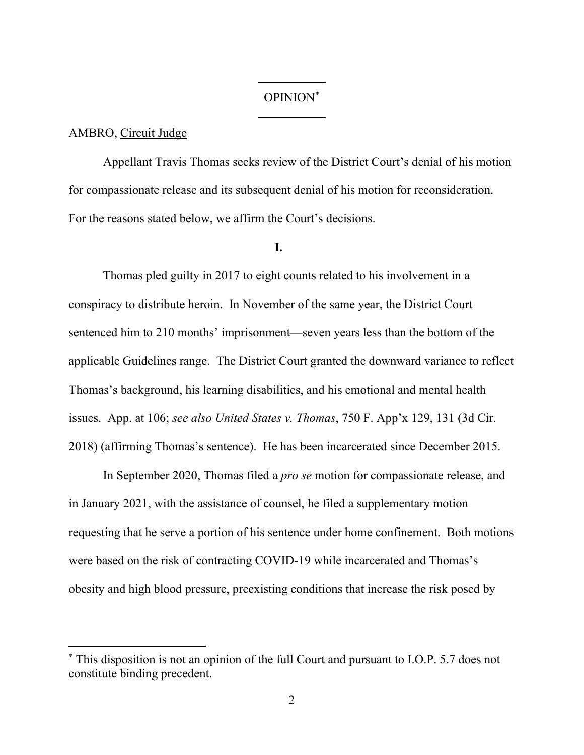## OPINION[*]

AMBRO, Circuit Judge

Appellant Travis Thomas seeks review of the District Court's denial of his motion for compassionate release and its subsequent denial of his motion for reconsideration. For the reasons stated below, we affirm the Court's decisions.

### I.

Thomas pled guilty in 2017 to eight counts related to his involvement in a conspiracy to distribute heroin. In November of the same year, the District Court sentenced him to 210 months' imprisonment—seven years less than the bottom of the applicable Guidelines range. The District Court granted the downward variance to reflect Thomas's background, his learning disabilities, and his emotional and mental health issues. App. at 106; *see also United States v. Thomas*, 750 F. App'x 129, 131 (3d Cir. 2018) (affirming Thomas's sentence). He has been incarcerated since December 2015.

In September 2020, Thomas filed a *pro se* motion for compassionate release, and in January 2021, with the assistance of counsel, he filed a supplementary motion requesting that he serve a portion of his sentence under home confinement. Both motions were based on the risk of contracting COVID-19 while incarcerated and Thomas's obesity and high blood pressure, preexisting conditions that increase the risk posed by

---

[*] This disposition is not an opinion of the full Court and pursuant to I.O.P. 5.7 does not constitute binding precedent.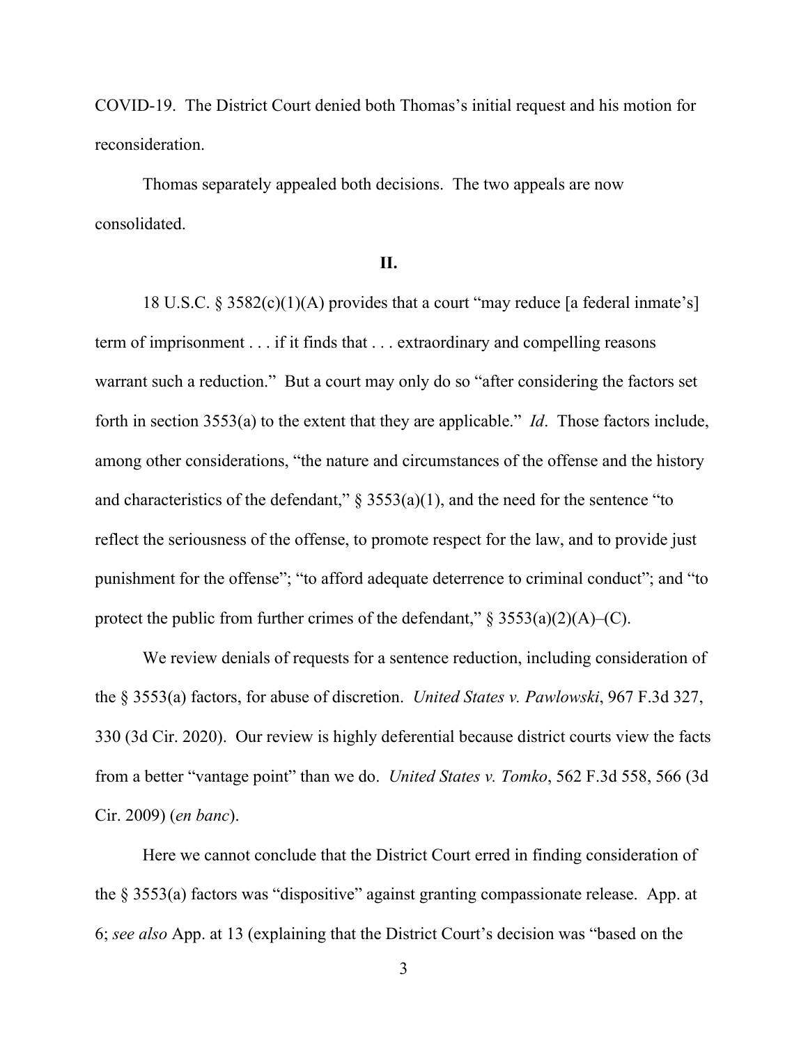COVID-19. The District Court denied both Thomas's initial request and his motion for reconsideration.

Thomas separately appealed both decisions. The two appeals are now consolidated.

**II.**

18 U.S.C. § 3582(c)(1)(A) provides that a court "may reduce [a federal inmate's] term of imprisonment . . . if it finds that . . . extraordinary and compelling reasons warrant such a reduction." But a court may only do so "after considering the factors set forth in section 3553(a) to the extent that they are applicable." *Id*. Those factors include, among other considerations, "the nature and circumstances of the offense and the history and characteristics of the defendant," § 3553(a)(1), and the need for the sentence "to reflect the seriousness of the offense, to promote respect for the law, and to provide just punishment for the offense"; "to afford adequate deterrence to criminal conduct"; and "to protect the public from further crimes of the defendant," § 3553(a)(2)(A)–(C).

We review denials of requests for a sentence reduction, including consideration of the § 3553(a) factors, for abuse of discretion. *United States v. Pawlowski*, 967 F.3d 327, 330 (3d Cir. 2020). Our review is highly deferential because district courts view the facts from a better "vantage point" than we do. *United States v. Tomko*, 562 F.3d 558, 566 (3d Cir. 2009) (*en banc*).

Here we cannot conclude that the District Court erred in finding consideration of the § 3553(a) factors was "dispositive" against granting compassionate release. App. at 6; *see also* App. at 13 (explaining that the District Court's decision was "based on the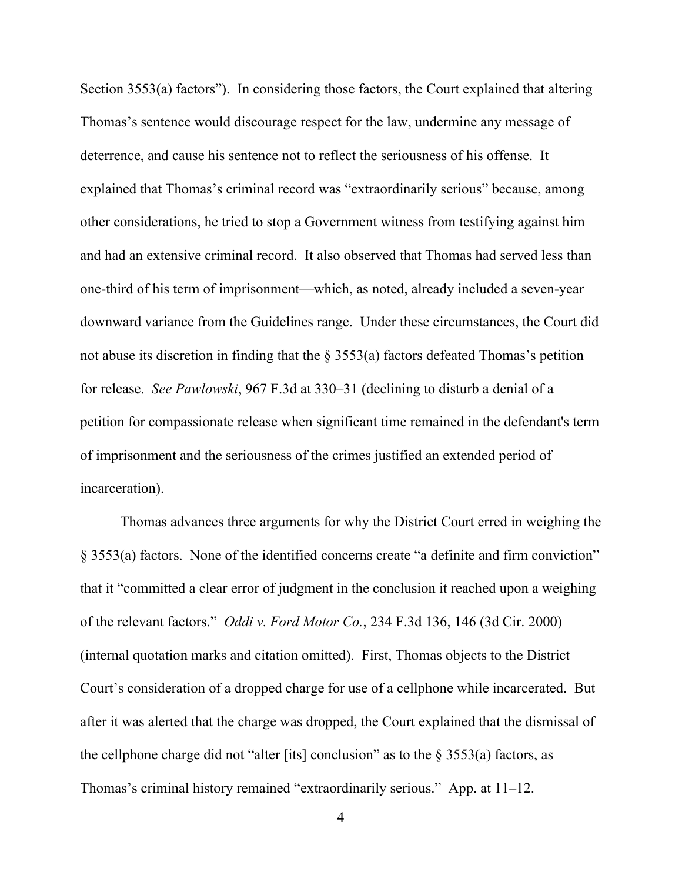Section 3553(a) factors"). In considering those factors, the Court explained that altering Thomas's sentence would discourage respect for the law, undermine any message of deterrence, and cause his sentence not to reflect the seriousness of his offense. It explained that Thomas's criminal record was "extraordinarily serious" because, among other considerations, he tried to stop a Government witness from testifying against him and had an extensive criminal record. It also observed that Thomas had served less than one-third of his term of imprisonment—which, as noted, already included a seven-year downward variance from the Guidelines range. Under these circumstances, the Court did not abuse its discretion in finding that the § 3553(a) factors defeated Thomas's petition for release. *See Pawlowski*, 967 F.3d at 330–31 (declining to disturb a denial of a petition for compassionate release when significant time remained in the defendant's term of imprisonment and the seriousness of the crimes justified an extended period of incarceration).

Thomas advances three arguments for why the District Court erred in weighing the § 3553(a) factors. None of the identified concerns create "a definite and firm conviction" that it "committed a clear error of judgment in the conclusion it reached upon a weighing of the relevant factors." *Oddi v. Ford Motor Co.*, 234 F.3d 136, 146 (3d Cir. 2000) (internal quotation marks and citation omitted). First, Thomas objects to the District Court's consideration of a dropped charge for use of a cellphone while incarcerated. But after it was alerted that the charge was dropped, the Court explained that the dismissal of the cellphone charge did not "alter [its] conclusion" as to the § 3553(a) factors, as Thomas's criminal history remained "extraordinarily serious." App. at 11–12.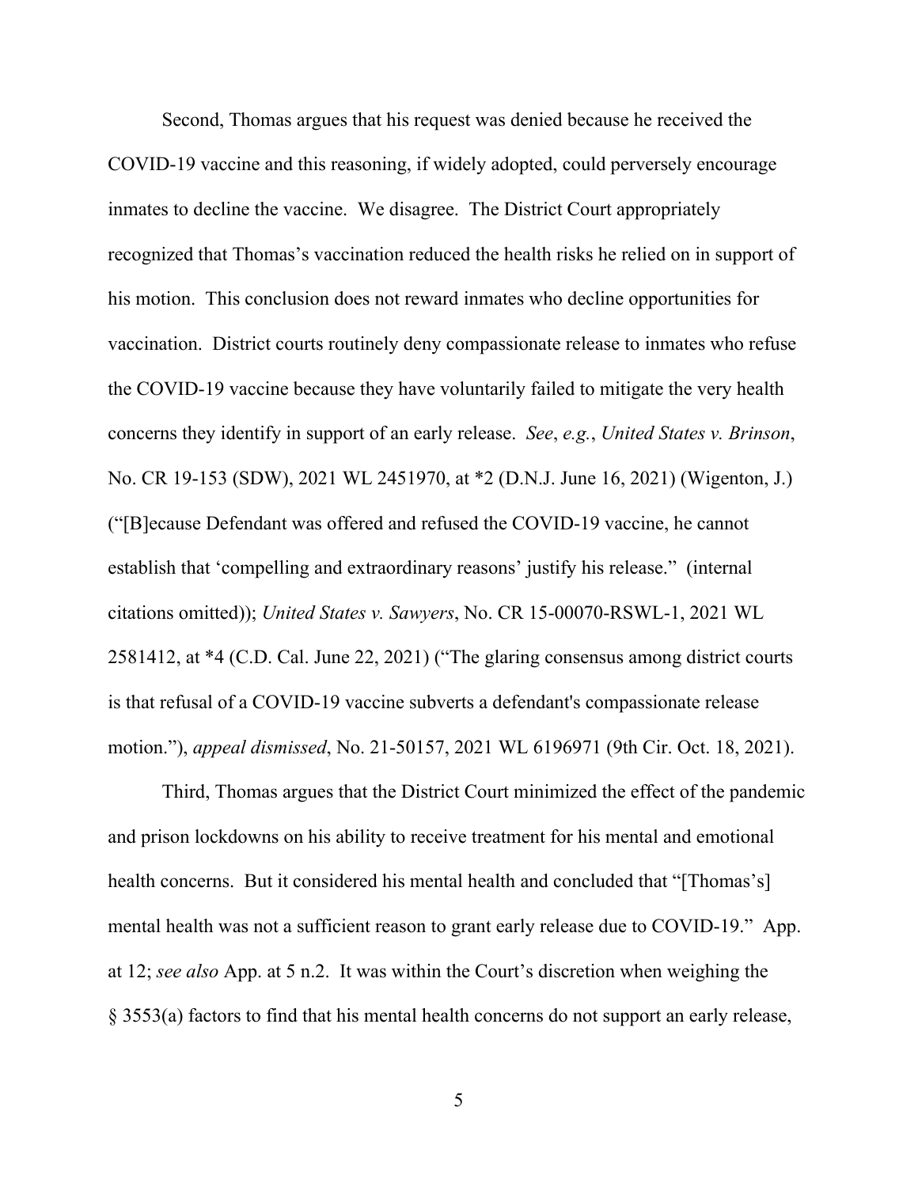Second, Thomas argues that his request was denied because he received the COVID-19 vaccine and this reasoning, if widely adopted, could perversely encourage inmates to decline the vaccine. We disagree. The District Court appropriately recognized that Thomas's vaccination reduced the health risks he relied on in support of his motion. This conclusion does not reward inmates who decline opportunities for vaccination. District courts routinely deny compassionate release to inmates who refuse the COVID-19 vaccine because they have voluntarily failed to mitigate the very health concerns they identify in support of an early release. *See*, *e.g.*, *United States v. Brinson*, No. CR 19-153 (SDW), 2021 WL 2451970, at *2 (D.N.J. June 16, 2021) (Wigenton, J.) ("[B]ecause Defendant was offered and refused the COVID-19 vaccine, he cannot establish that 'compelling and extraordinary reasons' justify his release." (internal citations omitted)); *United States v. Sawyers*, No. CR 15-00070-RSWL-1, 2021 WL 2581412, at *4 (C.D. Cal. June 22, 2021) ("The glaring consensus among district courts is that refusal of a COVID-19 vaccine subverts a defendant's compassionate release motion."), *appeal dismissed*, No. 21-50157, 2021 WL 6196971 (9th Cir. Oct. 18, 2021).

Third, Thomas argues that the District Court minimized the effect of the pandemic and prison lockdowns on his ability to receive treatment for his mental and emotional health concerns. But it considered his mental health and concluded that "[Thomas's] mental health was not a sufficient reason to grant early release due to COVID-19." App. at 12; *see also* App. at 5 n.2. It was within the Court's discretion when weighing the § 3553(a) factors to find that his mental health concerns do not support an early release,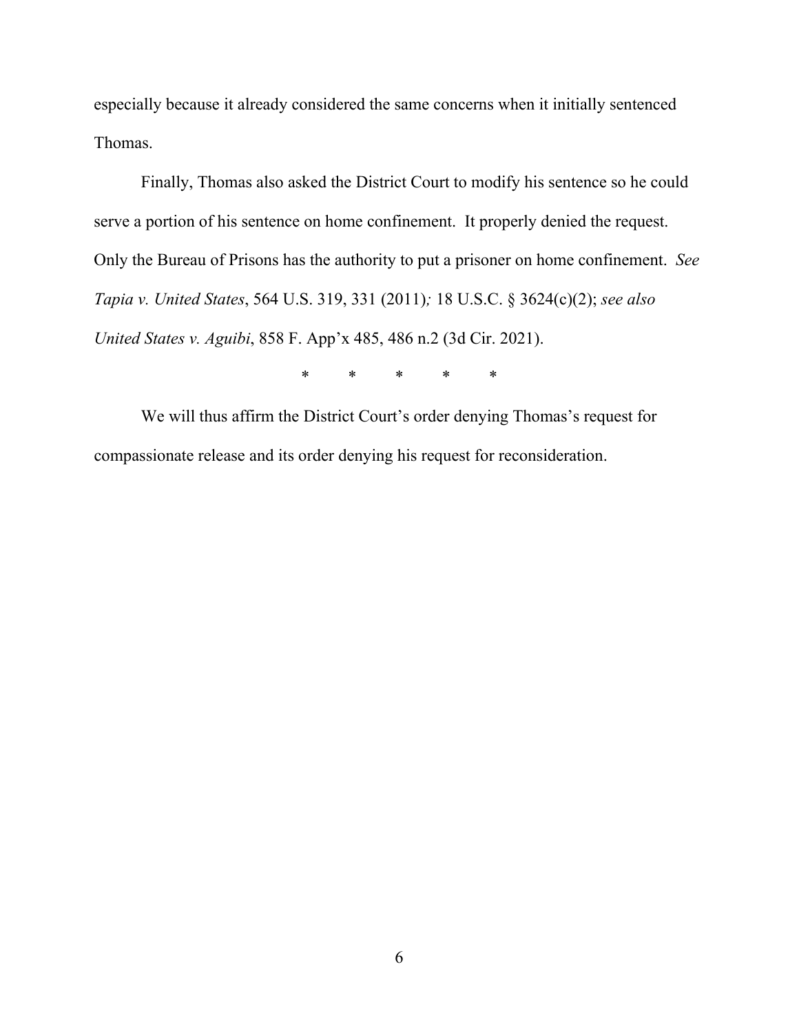especially because it already considered the same concerns when it initially sentenced Thomas.

Finally, Thomas also asked the District Court to modify his sentence so he could serve a portion of his sentence on home confinement. It properly denied the request. Only the Bureau of Prisons has the authority to put a prisoner on home confinement. *See Tapia v. United States*, 564 U.S. 319, 331 (2011)*;* 18 U.S.C. § 3624(c)(2); *see also United States v. Aguibi*, 858 F. App'x 485, 486 n.2 (3d Cir. 2021).

\* \* \* \* \*

We will thus affirm the District Court's order denying Thomas's request for compassionate release and its order denying his request for reconsideration.